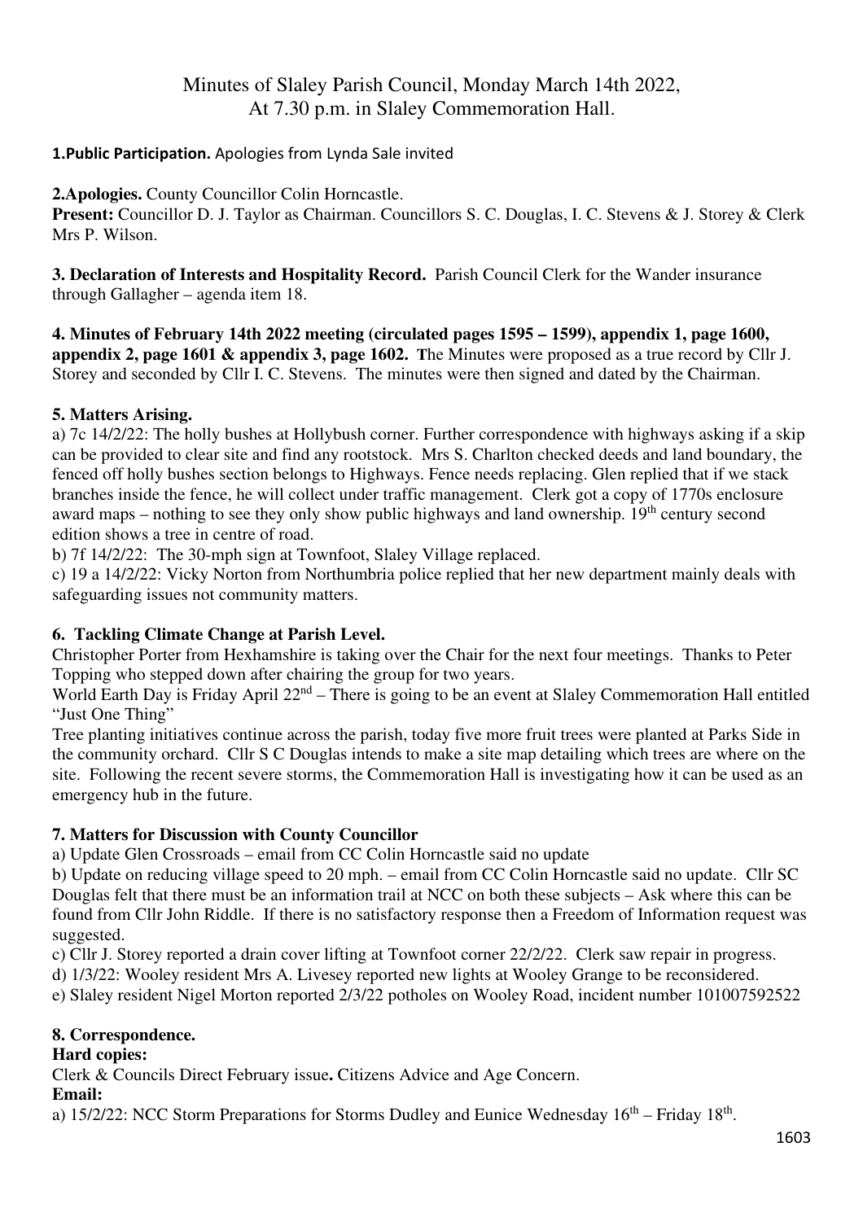# Minutes of Slaley Parish Council, Monday March 14th 2022, At 7.30 p.m. in Slaley Commemoration Hall.

**1.Public Participation.** Apologies from Lynda Sale invited

**2.Apologies.** County Councillor Colin Horncastle.
**Present:** Councillor D. J. Taylor as Chairman. Councillors S. C. Douglas, I. C. Stevens & J. Storey & Clerk Mrs P. Wilson.

**3. Declaration of Interests and Hospitality Record.** Parish Council Clerk for the Wander insurance through Gallagher – agenda item 18.

**4. Minutes of February 14th 2022 meeting (circulated pages 1595 – 1599), appendix 1, page 1600, appendix 2, page 1601 & appendix 3, page 1602. T**he Minutes were proposed as a true record by Cllr J. Storey and seconded by Cllr I. C. Stevens. The minutes were then signed and dated by the Chairman.

**5. Matters Arising.**

a) 7c 14/2/22: The holly bushes at Hollybush corner. Further correspondence with highways asking if a skip can be provided to clear site and find any rootstock. Mrs S. Charlton checked deeds and land boundary, the fenced off holly bushes section belongs to Highways. Fence needs replacing. Glen replied that if we stack branches inside the fence, he will collect under traffic management. Clerk got a copy of 1770s enclosure award maps – nothing to see they only show public highways and land ownership. 19th century second edition shows a tree in centre of road.

b) 7f 14/2/22: The 30-mph sign at Townfoot, Slaley Village replaced.

c) 19 a 14/2/22: Vicky Norton from Northumbria police replied that her new department mainly deals with safeguarding issues not community matters.

**6. Tackling Climate Change at Parish Level.**

Christopher Porter from Hexhamshire is taking over the Chair for the next four meetings. Thanks to Peter Topping who stepped down after chairing the group for two years.

World Earth Day is Friday April 22nd – There is going to be an event at Slaley Commemoration Hall entitled "Just One Thing"

Tree planting initiatives continue across the parish, today five more fruit trees were planted at Parks Side in the community orchard. Cllr S C Douglas intends to make a site map detailing which trees are where on the site. Following the recent severe storms, the Commemoration Hall is investigating how it can be used as an emergency hub in the future.

**7. Matters for Discussion with County Councillor**

a) Update Glen Crossroads – email from CC Colin Horncastle said no update

b) Update on reducing village speed to 20 mph. – email from CC Colin Horncastle said no update. Cllr SC Douglas felt that there must be an information trail at NCC on both these subjects – Ask where this can be found from Cllr John Riddle. If there is no satisfactory response then a Freedom of Information request was suggested.

c) Cllr J. Storey reported a drain cover lifting at Townfoot corner 22/2/22. Clerk saw repair in progress.

d) 1/3/22: Wooley resident Mrs A. Livesey reported new lights at Wooley Grange to be reconsidered.

e) Slaley resident Nigel Morton reported 2/3/22 potholes on Wooley Road, incident number 101007592522

**8. Correspondence.**

**Hard copies:**

Clerk & Councils Direct February issue**.** Citizens Advice and Age Concern.

**Email:**

a) 15/2/22: NCC Storm Preparations for Storms Dudley and Eunice Wednesday 16th – Friday 18th.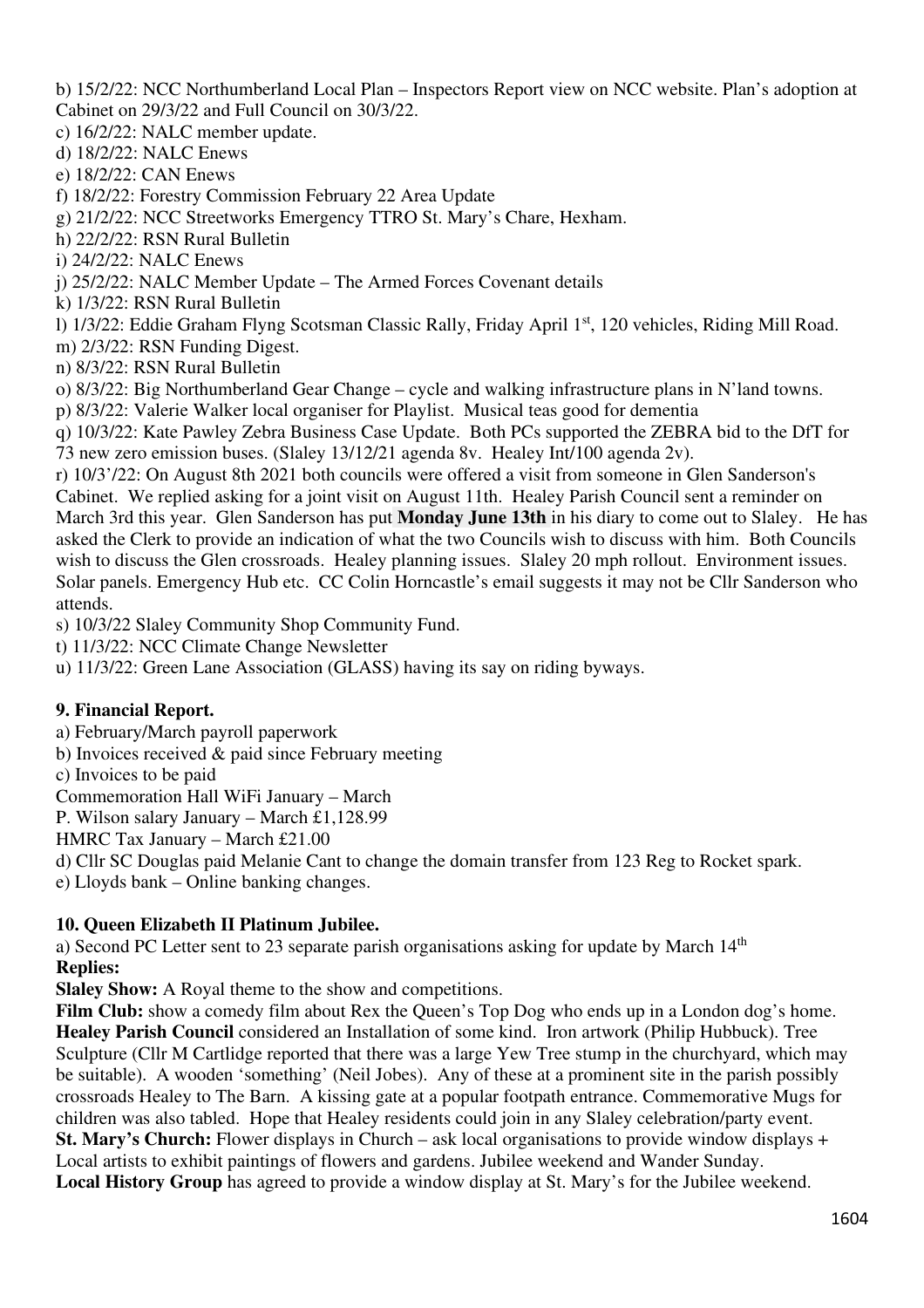b) 15/2/22: NCC Northumberland Local Plan – Inspectors Report view on NCC website. Plan's adoption at Cabinet on 29/3/22 and Full Council on 30/3/22.
c) 16/2/22: NALC member update.
d) 18/2/22: NALC Enews
e) 18/2/22: CAN Enews
f) 18/2/22: Forestry Commission February 22 Area Update
g) 21/2/22: NCC Streetworks Emergency TTRO St. Mary's Chare, Hexham.
h) 22/2/22: RSN Rural Bulletin
i) 24/2/22: NALC Enews
j) 25/2/22: NALC Member Update – The Armed Forces Covenant details
k) 1/3/22: RSN Rural Bulletin
l) 1/3/22: Eddie Graham Flyng Scotsman Classic Rally, Friday April 1st, 120 vehicles, Riding Mill Road.
m) 2/3/22: RSN Funding Digest.
n) 8/3/22: RSN Rural Bulletin
o) 8/3/22: Big Northumberland Gear Change – cycle and walking infrastructure plans in N'land towns.
p) 8/3/22: Valerie Walker local organiser for Playlist. Musical teas good for dementia
q) 10/3/22: Kate Pawley Zebra Business Case Update. Both PCs supported the ZEBRA bid to the DfT for 73 new zero emission buses. (Slaley 13/12/21 agenda 8v. Healey Int/100 agenda 2v).
r) 10/3'/22: On August 8th 2021 both councils were offered a visit from someone in Glen Sanderson's Cabinet. We replied asking for a joint visit on August 11th. Healey Parish Council sent a reminder on March 3rd this year. Glen Sanderson has put **Monday June 13th** in his diary to come out to Slaley. He has asked the Clerk to provide an indication of what the two Councils wish to discuss with him. Both Councils wish to discuss the Glen crossroads. Healey planning issues. Slaley 20 mph rollout. Environment issues. Solar panels. Emergency Hub etc. CC Colin Horncastle's email suggests it may not be Cllr Sanderson who attends.
s) 10/3/22 Slaley Community Shop Community Fund.
t) 11/3/22: NCC Climate Change Newsletter
u) 11/3/22: Green Lane Association (GLASS) having its say on riding byways.

## 9. Financial Report.

a) February/March payroll paperwork
b) Invoices received & paid since February meeting
c) Invoices to be paid
Commemoration Hall WiFi January – March
P. Wilson salary January – March £1,128.99
HMRC Tax January – March £21.00
d) Cllr SC Douglas paid Melanie Cant to change the domain transfer from 123 Reg to Rocket spark.
e) Lloyds bank – Online banking changes.

## 10. Queen Elizabeth II Platinum Jubilee.

a) Second PC Letter sent to 23 separate parish organisations asking for update by March 14th
**Replies:**
**Slaley Show:** A Royal theme to the show and competitions.
**Film Club:** show a comedy film about Rex the Queen's Top Dog who ends up in a London dog's home.
**Healey Parish Council** considered an Installation of some kind. Iron artwork (Philip Hubbuck). Tree Sculpture (Cllr M Cartlidge reported that there was a large Yew Tree stump in the churchyard, which may be suitable). A wooden 'something' (Neil Jobes). Any of these at a prominent site in the parish possibly crossroads Healey to The Barn. A kissing gate at a popular footpath entrance. Commemorative Mugs for children was also tabled. Hope that Healey residents could join in any Slaley celebration/party event.
**St. Mary's Church:** Flower displays in Church – ask local organisations to provide window displays + Local artists to exhibit paintings of flowers and gardens. Jubilee weekend and Wander Sunday.
**Local History Group** has agreed to provide a window display at St. Mary's for the Jubilee weekend.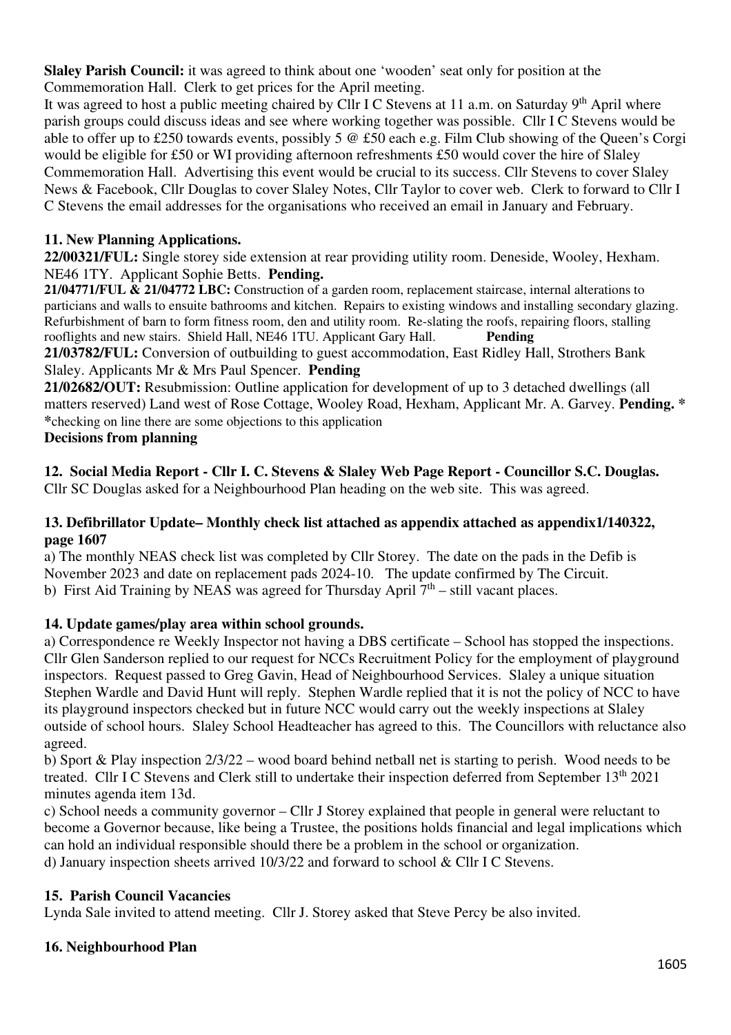**Slaley Parish Council:** it was agreed to think about one 'wooden' seat only for position at the Commemoration Hall. Clerk to get prices for the April meeting.

It was agreed to host a public meeting chaired by Cllr I C Stevens at 11 a.m. on Saturday 9th April where parish groups could discuss ideas and see where working together was possible. Cllr I C Stevens would be able to offer up to £250 towards events, possibly 5 @ £50 each e.g. Film Club showing of the Queen's Corgi would be eligible for £50 or WI providing afternoon refreshments £50 would cover the hire of Slaley Commemoration Hall. Advertising this event would be crucial to its success. Cllr Stevens to cover Slaley News & Facebook, Cllr Douglas to cover Slaley Notes, Cllr Taylor to cover web. Clerk to forward to Cllr I C Stevens the email addresses for the organisations who received an email in January and February.

### 11. New Planning Applications.

**22/00321/FUL:** Single storey side extension at rear providing utility room. Deneside, Wooley, Hexham. NE46 1TY. Applicant Sophie Betts. **Pending.**

**21/04771/FUL & 21/04772 LBC:** Construction of a garden room, replacement staircase, internal alterations to particians and walls to ensuite bathrooms and kitchen. Repairs to existing windows and installing secondary glazing. Refurbishment of barn to form fitness room, den and utility room. Re-slating the roofs, repairing floors, stalling rooflights and new stairs. Shield Hall, NE46 1TU. Applicant Gary Hall. **Pending**

**21/03782/FUL:** Conversion of outbuilding to guest accommodation, East Ridley Hall, Strothers Bank Slaley. Applicants Mr & Mrs Paul Spencer. **Pending**

**21/02682/OUT:** Resubmission: Outline application for development of up to 3 detached dwellings (all matters reserved) Land west of Rose Cottage, Wooley Road, Hexham, Applicant Mr. A. Garvey. **Pending. \***

\*checking on line there are some objections to this application

**Decisions from planning**

### 12. Social Media Report - Cllr I. C. Stevens & Slaley Web Page Report - Councillor S.C. Douglas.

Cllr SC Douglas asked for a Neighbourhood Plan heading on the web site. This was agreed.

### 13. Defibrillator Update– Monthly check list attached as appendix attached as appendix1/140322, page 1607

a) The monthly NEAS check list was completed by Cllr Storey. The date on the pads in the Defib is November 2023 and date on replacement pads 2024-10. The update confirmed by The Circuit.

b) First Aid Training by NEAS was agreed for Thursday April 7th – still vacant places.

### 14. Update games/play area within school grounds.

a) Correspondence re Weekly Inspector not having a DBS certificate – School has stopped the inspections. Cllr Glen Sanderson replied to our request for NCCs Recruitment Policy for the employment of playground inspectors. Request passed to Greg Gavin, Head of Neighbourhood Services. Slaley a unique situation Stephen Wardle and David Hunt will reply. Stephen Wardle replied that it is not the policy of NCC to have its playground inspectors checked but in future NCC would carry out the weekly inspections at Slaley outside of school hours. Slaley School Headteacher has agreed to this. The Councillors with reluctance also agreed.

b) Sport & Play inspection 2/3/22 – wood board behind netball net is starting to perish. Wood needs to be treated. Cllr I C Stevens and Clerk still to undertake their inspection deferred from September 13th 2021 minutes agenda item 13d.

c) School needs a community governor – Cllr J Storey explained that people in general were reluctant to become a Governor because, like being a Trustee, the positions holds financial and legal implications which can hold an individual responsible should there be a problem in the school or organization.

d) January inspection sheets arrived 10/3/22 and forward to school & Cllr I C Stevens.

### 15. Parish Council Vacancies

Lynda Sale invited to attend meeting. Cllr J. Storey asked that Steve Percy be also invited.

### 16. Neighbourhood Plan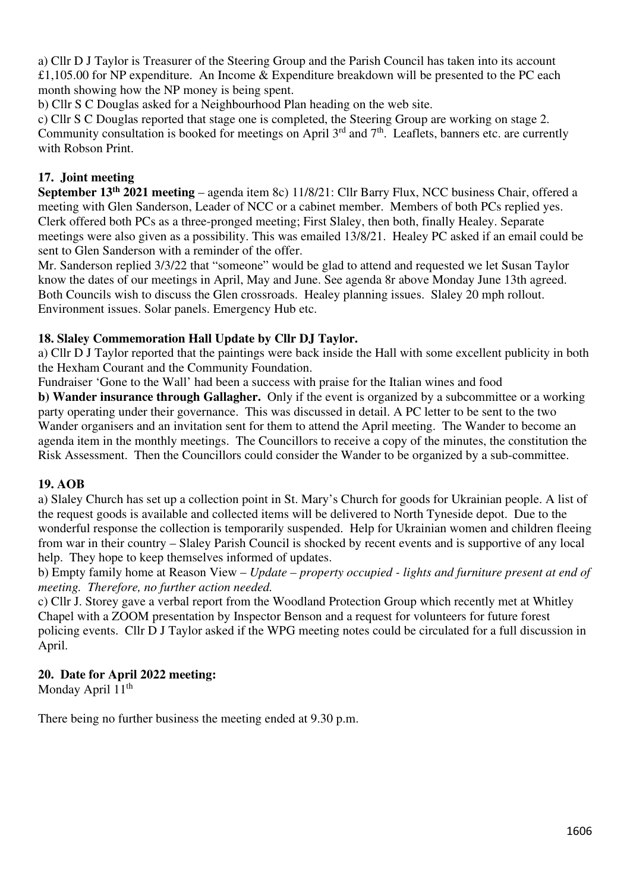a) Cllr D J Taylor is Treasurer of the Steering Group and the Parish Council has taken into its account £1,105.00 for NP expenditure. An Income & Expenditure breakdown will be presented to the PC each month showing how the NP money is being spent.

b) Cllr S C Douglas asked for a Neighbourhood Plan heading on the web site.

c) Cllr S C Douglas reported that stage one is completed, the Steering Group are working on stage 2. Community consultation is booked for meetings on April 3rd and 7th. Leaflets, banners etc. are currently with Robson Print.

## 17. Joint meeting

**September 13th 2021 meeting** – agenda item 8c) 11/8/21: Cllr Barry Flux, NCC business Chair, offered a meeting with Glen Sanderson, Leader of NCC or a cabinet member. Members of both PCs replied yes. Clerk offered both PCs as a three-pronged meeting; First Slaley, then both, finally Healey. Separate meetings were also given as a possibility. This was emailed 13/8/21. Healey PC asked if an email could be sent to Glen Sanderson with a reminder of the offer.

Mr. Sanderson replied 3/3/22 that "someone" would be glad to attend and requested we let Susan Taylor know the dates of our meetings in April, May and June. See agenda 8r above Monday June 13th agreed. Both Councils wish to discuss the Glen crossroads. Healey planning issues. Slaley 20 mph rollout. Environment issues. Solar panels. Emergency Hub etc.

## 18. Slaley Commemoration Hall Update by Cllr DJ Taylor.

a) Cllr D J Taylor reported that the paintings were back inside the Hall with some excellent publicity in both the Hexham Courant and the Community Foundation.

Fundraiser 'Gone to the Wall' had been a success with praise for the Italian wines and food

**b) Wander insurance through Gallagher.** Only if the event is organized by a subcommittee or a working party operating under their governance. This was discussed in detail. A PC letter to be sent to the two Wander organisers and an invitation sent for them to attend the April meeting. The Wander to become an agenda item in the monthly meetings. The Councillors to receive a copy of the minutes, the constitution the Risk Assessment. Then the Councillors could consider the Wander to be organized by a sub-committee.

## 19. AOB

a) Slaley Church has set up a collection point in St. Mary's Church for goods for Ukrainian people. A list of the request goods is available and collected items will be delivered to North Tyneside depot. Due to the wonderful response the collection is temporarily suspended. Help for Ukrainian women and children fleeing from war in their country – Slaley Parish Council is shocked by recent events and is supportive of any local help. They hope to keep themselves informed of updates.

b) Empty family home at Reason View – *Update – property occupied - lights and furniture present at end of meeting. Therefore, no further action needed.*

c) Cllr J. Storey gave a verbal report from the Woodland Protection Group which recently met at Whitley Chapel with a ZOOM presentation by Inspector Benson and a request for volunteers for future forest policing events. Cllr D J Taylor asked if the WPG meeting notes could be circulated for a full discussion in April.

## 20. Date for April 2022 meeting:

Monday April 11th

There being no further business the meeting ended at 9.30 p.m.